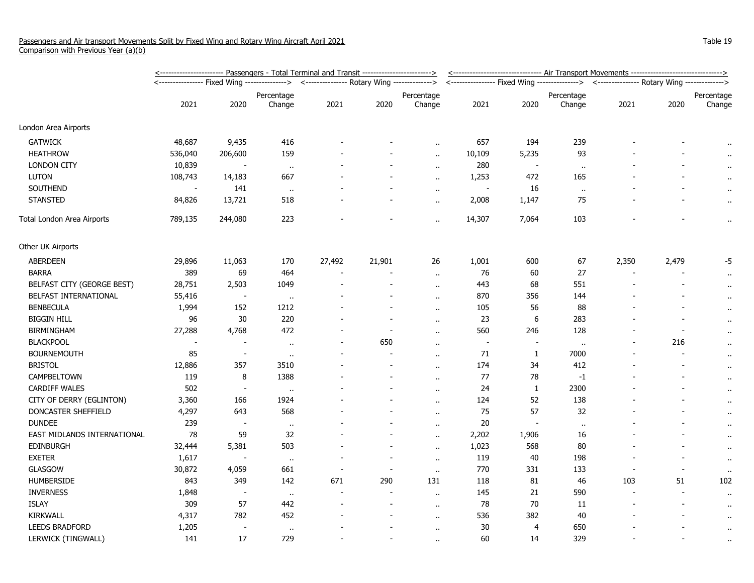Passengers and Air transport Movements Split by Fixed Wing and Rotary Wing Aircraft April 2021
Comparison with Previous Year (a)(b)

Table 19

| | Passengers - Total Terminal and Transit | | | | | | Air Transport Movements | | | | | |
|---|---|---|---|---|---|---|---|---|---|---|---|---|
| | Fixed Wing | | | Rotary Wing | | | Fixed Wing | | | Rotary Wing | | |
| | 2021 | 2020 | Percentage Change | 2021 | 2020 | Percentage Change | 2021 | 2020 | Percentage Change | 2021 | 2020 | Percentage Change |
| London Area Airports | | | | | | | | | | | | |
| GATWICK | 48,687 | 9,435 | 416 | - | - | .. | 657 | 194 | 239 | - | - | .. |
| HEATHROW | 536,040 | 206,600 | 159 | - | - | .. | 10,109 | 5,235 | 93 | - | - | .. |
| LONDON CITY | 10,839 | - | .. | - | - | .. | 280 | - | .. | - | - | .. |
| LUTON | 108,743 | 14,183 | 667 | - | - | .. | 1,253 | 472 | 165 | - | - | .. |
| SOUTHEND | - | 141 | .. | - | - | .. | - | 16 | .. | - | - | .. |
| STANSTED | 84,826 | 13,721 | 518 | - | - | .. | 2,008 | 1,147 | 75 | - | - | .. |
| Total London Area Airports | 789,135 | 244,080 | 223 | - | - | .. | 14,307 | 7,064 | 103 | - | - | .. |
| Other UK Airports | | | | | | | | | | | | |
| ABERDEEN | 29,896 | 11,063 | 170 | 27,492 | 21,901 | 26 | 1,001 | 600 | 67 | 2,350 | 2,479 | -5 |
| BARRA | 389 | 69 | 464 | - | - | .. | 76 | 60 | 27 | - | - | .. |
| BELFAST CITY (GEORGE BEST) | 28,751 | 2,503 | 1049 | - | - | .. | 443 | 68 | 551 | - | - | .. |
| BELFAST INTERNATIONAL | 55,416 | - | .. | - | - | .. | 870 | 356 | 144 | - | - | .. |
| BENBECULA | 1,994 | 152 | 1212 | - | - | .. | 105 | 56 | 88 | - | - | .. |
| BIGGIN HILL | 96 | 30 | 220 | - | - | .. | 23 | 6 | 283 | - | - | .. |
| BIRMINGHAM | 27,288 | 4,768 | 472 | - | - | .. | 560 | 246 | 128 | - | - | .. |
| BLACKPOOL | - | - | .. | - | 650 | .. | - | - | .. | - | 216 | .. |
| BOURNEMOUTH | 85 | - | .. | - | - | .. | 71 | 1 | 7000 | - | - | .. |
| BRISTOL | 12,886 | 357 | 3510 | - | - | .. | 174 | 34 | 412 | - | - | .. |
| CAMPBELTOWN | 119 | 8 | 1388 | - | - | .. | 77 | 78 | -1 | - | - | .. |
| CARDIFF WALES | 502 | - | .. | - | - | .. | 24 | 1 | 2300 | - | - | .. |
| CITY OF DERRY (EGLINTON) | 3,360 | 166 | 1924 | - | - | .. | 124 | 52 | 138 | - | - | .. |
| DONCASTER SHEFFIELD | 4,297 | 643 | 568 | - | - | .. | 75 | 57 | 32 | - | - | .. |
| DUNDEE | 239 | - | .. | - | - | .. | 20 | - | .. | - | - | .. |
| EAST MIDLANDS INTERNATIONAL | 78 | 59 | 32 | - | - | .. | 2,202 | 1,906 | 16 | - | - | .. |
| EDINBURGH | 32,444 | 5,381 | 503 | - | - | .. | 1,023 | 568 | 80 | - | - | .. |
| EXETER | 1,617 | - | .. | - | - | .. | 119 | 40 | 198 | - | - | .. |
| GLASGOW | 30,872 | 4,059 | 661 | - | - | .. | 770 | 331 | 133 | - | - | .. |
| HUMBERSIDE | 843 | 349 | 142 | 671 | 290 | 131 | 118 | 81 | 46 | 103 | 51 | 102 |
| INVERNESS | 1,848 | - | .. | - | - | .. | 145 | 21 | 590 | - | - | .. |
| ISLAY | 309 | 57 | 442 | - | - | .. | 78 | 70 | 11 | - | - | .. |
| KIRKWALL | 4,317 | 782 | 452 | - | - | .. | 536 | 382 | 40 | - | - | .. |
| LEEDS BRADFORD | 1,205 | - | .. | - | - | .. | 30 | 4 | 650 | - | - | .. |
| LERWICK (TINGWALL) | 141 | 17 | 729 | - | - | .. | 60 | 14 | 329 | - | - | .. |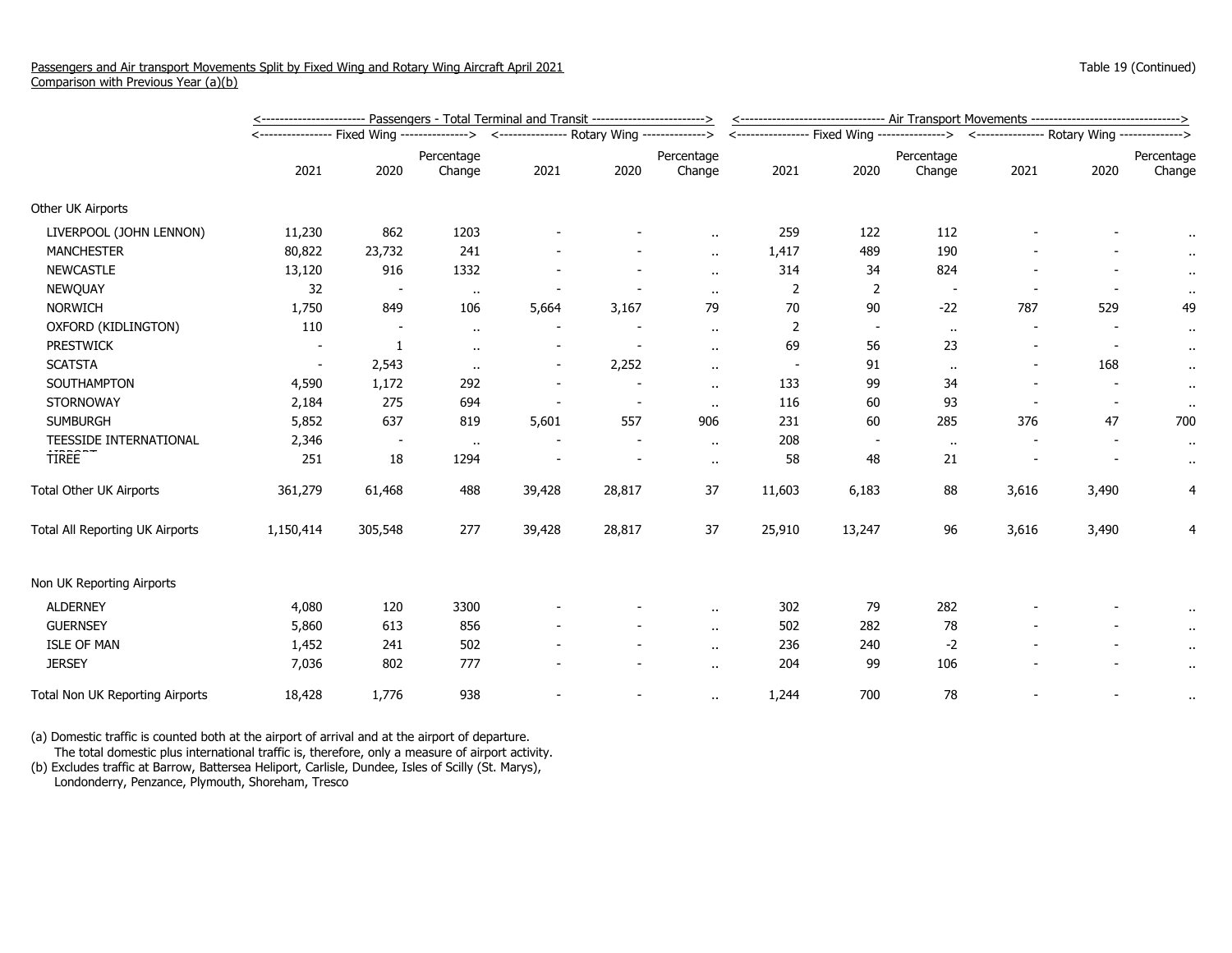Passengers and Air transport Movements Split by Fixed Wing and Rotary Wing Aircraft April 2021
Comparison with Previous Year (a)(b)

Table 19 (Continued)

| | Passengers - Total Terminal and Transit | | | | | | Air Transport Movements | | | | | |
|---|---|---|---|---|---|---|---|---|---|---|---|---|
| | Fixed Wing | | | Rotary Wing | | | Fixed Wing | | | Rotary Wing | | |
| | 2021 | 2020 | Percentage Change | 2021 | 2020 | Percentage Change | 2021 | 2020 | Percentage Change | 2021 | 2020 | Percentage Change |
| **Other UK Airports** | | | | | | | | | | | | |
| LIVERPOOL (JOHN LENNON) | 11,230 | 862 | 1203 | - | - | .. | 259 | 122 | 112 | - | - | .. |
| MANCHESTER | 80,822 | 23,732 | 241 | - | - | .. | 1,417 | 489 | 190 | - | - | .. |
| NEWCASTLE | 13,120 | 916 | 1332 | - | - | .. | 314 | 34 | 824 | - | - | .. |
| NEWQUAY | 32 | - | .. | - | - | .. | 2 | 2 | - | - | - | .. |
| NORWICH | 1,750 | 849 | 106 | 5,664 | 3,167 | 79 | 70 | 90 | -22 | 787 | 529 | 49 |
| OXFORD (KIDLINGTON) | 110 | - | .. | - | - | .. | 2 | - | .. | - | - | .. |
| PRESTWICK | - | 1 | .. | - | - | .. | 69 | 56 | 23 | - | - | .. |
| SCATSTA | - | 2,543 | .. | - | 2,252 | .. | - | 91 | .. | - | 168 | .. |
| SOUTHAMPTON | 4,590 | 1,172 | 292 | - | - | .. | 133 | 99 | 34 | - | - | .. |
| STORNOWAY | 2,184 | 275 | 694 | - | - | .. | 116 | 60 | 93 | - | - | .. |
| SUMBURGH | 5,852 | 637 | 819 | 5,601 | 557 | 906 | 231 | 60 | 285 | 376 | 47 | 700 |
| TEESSIDE INTERNATIONAL AIRPORT | 2,346 | - | .. | - | - | .. | 208 | - | .. | - | - | .. |
| TIREE | 251 | 18 | 1294 | - | - | .. | 58 | 48 | 21 | - | - | .. |
| **Total Other UK Airports** | 361,279 | 61,468 | 488 | 39,428 | 28,817 | 37 | 11,603 | 6,183 | 88 | 3,616 | 3,490 | 4 |
| **Total All Reporting UK Airports** | 1,150,414 | 305,548 | 277 | 39,428 | 28,817 | 37 | 25,910 | 13,247 | 96 | 3,616 | 3,490 | 4 |
| **Non UK Reporting Airports** | | | | | | | | | | | | |
| ALDERNEY | 4,080 | 120 | 3300 | - | - | .. | 302 | 79 | 282 | - | - | .. |
| GUERNSEY | 5,860 | 613 | 856 | - | - | .. | 502 | 282 | 78 | - | - | .. |
| ISLE OF MAN | 1,452 | 241 | 502 | - | - | .. | 236 | 240 | -2 | - | - | .. |
| JERSEY | 7,036 | 802 | 777 | - | - | .. | 204 | 99 | 106 | - | - | .. |
| **Total Non UK Reporting Airports** | 18,428 | 1,776 | 938 | - | - | .. | 1,244 | 700 | 78 | - | - | .. |

(a) Domestic traffic is counted both at the airport of arrival and at the airport of departure.
The total domestic plus international traffic is, therefore, only a measure of airport activity.
(b) Excludes traffic at Barrow, Battersea Heliport, Carlisle, Dundee, Isles of Scilly (St. Marys),
Londonderry, Penzance, Plymouth, Shoreham, Tresco